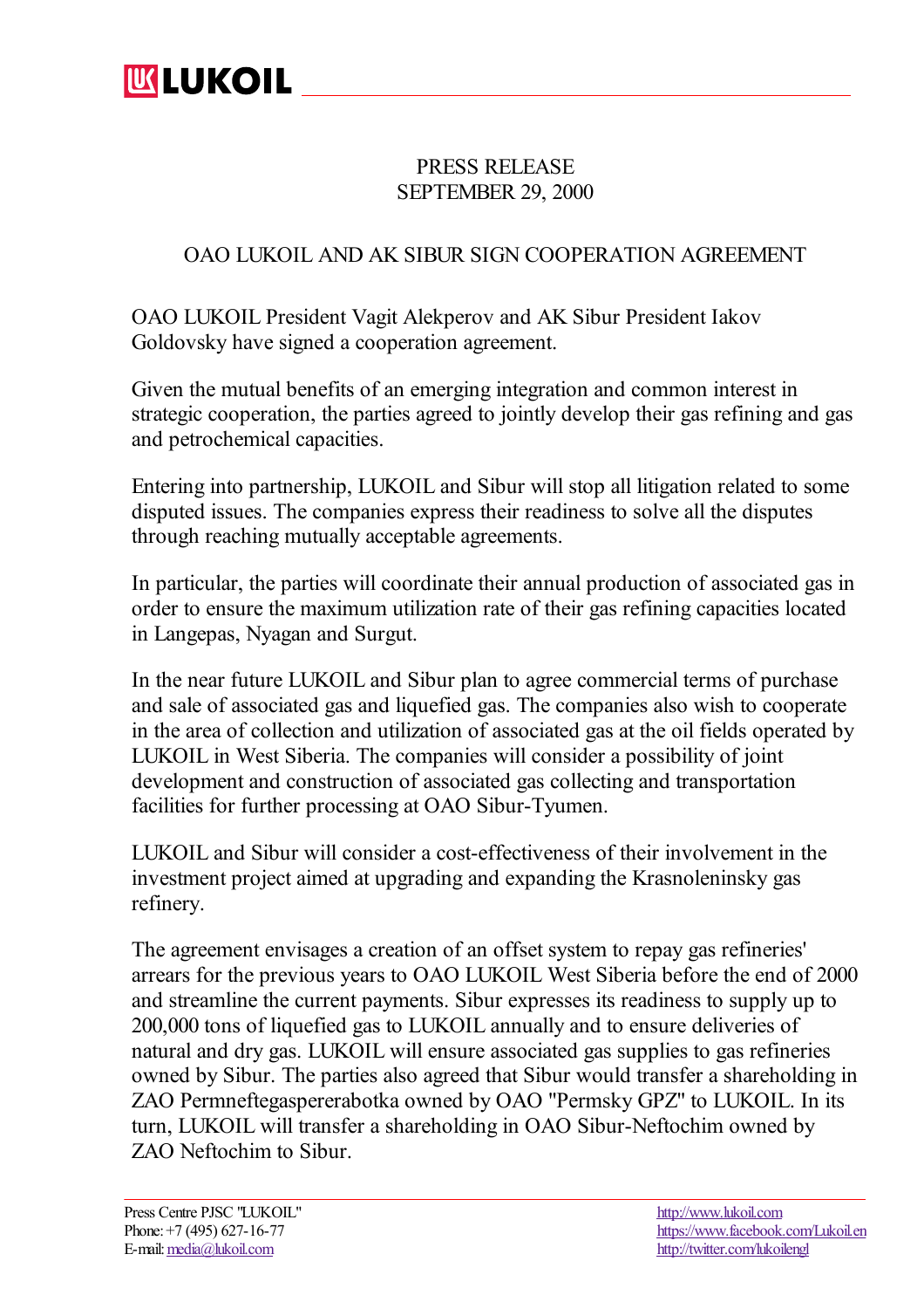PRESS RELEASE
SEPTEMBER 29, 2000

# OAO LUKOIL AND AK SIBUR SIGN COOPERATION AGREEMENT

OAO LUKOIL President Vagit Alekperov and AK Sibur President Iakov Goldovsky have signed a cooperation agreement.

Given the mutual benefits of an emerging integration and common interest in strategic cooperation, the parties agreed to jointly develop their gas refining and gas and petrochemical capacities.

Entering into partnership, LUKOIL and Sibur will stop all litigation related to some disputed issues. The companies express their readiness to solve all the disputes through reaching mutually acceptable agreements.

In particular, the parties will coordinate their annual production of associated gas in order to ensure the maximum utilization rate of their gas refining capacities located in Langepas, Nyagan and Surgut.

In the near future LUKOIL and Sibur plan to agree commercial terms of purchase and sale of associated gas and liquefied gas. The companies also wish to cooperate in the area of collection and utilization of associated gas at the oil fields operated by LUKOIL in West Siberia. The companies will consider a possibility of joint development and construction of associated gas collecting and transportation facilities for further processing at OAO Sibur-Tyumen.

LUKOIL and Sibur will consider a cost-effectiveness of their involvement in the investment project aimed at upgrading and expanding the Krasnoleninsky gas refinery.

The agreement envisages a creation of an offset system to repay gas refineries' arrears for the previous years to OAO LUKOIL West Siberia before the end of 2000 and streamline the current payments. Sibur expresses its readiness to supply up to 200,000 tons of liquefied gas to LUKOIL annually and to ensure deliveries of natural and dry gas. LUKOIL will ensure associated gas supplies to gas refineries owned by Sibur. The parties also agreed that Sibur would transfer a shareholding in ZAO Permneftegaspererabotka owned by OAO "Permsky GPZ" to LUKOIL. In its turn, LUKOIL will transfer a shareholding in OAO Sibur-Neftochim owned by ZAO Neftochim to Sibur.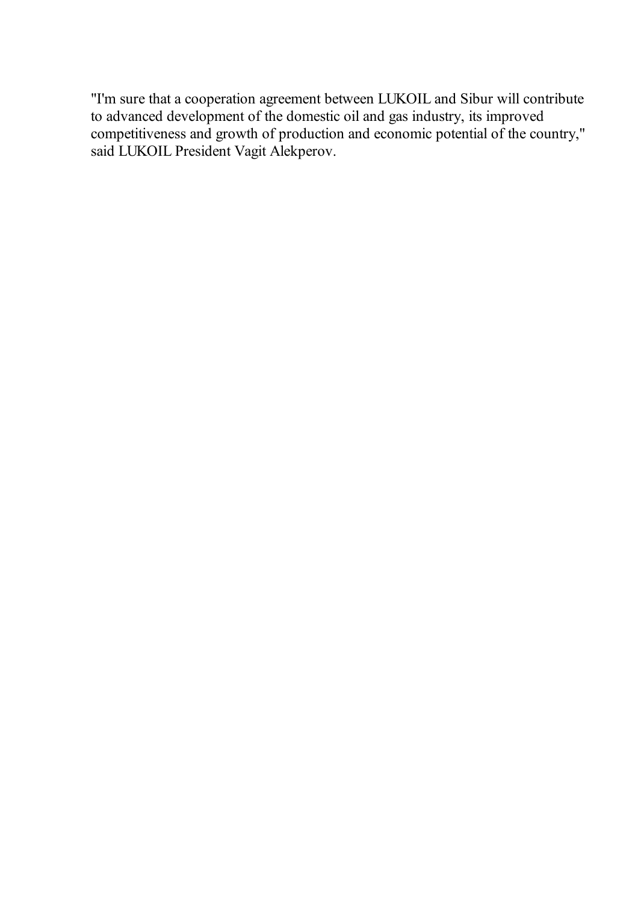"I'm sure that a cooperation agreement between LUKOIL and Sibur will contribute to advanced development of the domestic oil and gas industry, its improved competitiveness and growth of production and economic potential of the country," said LUKOIL President Vagit Alekperov.